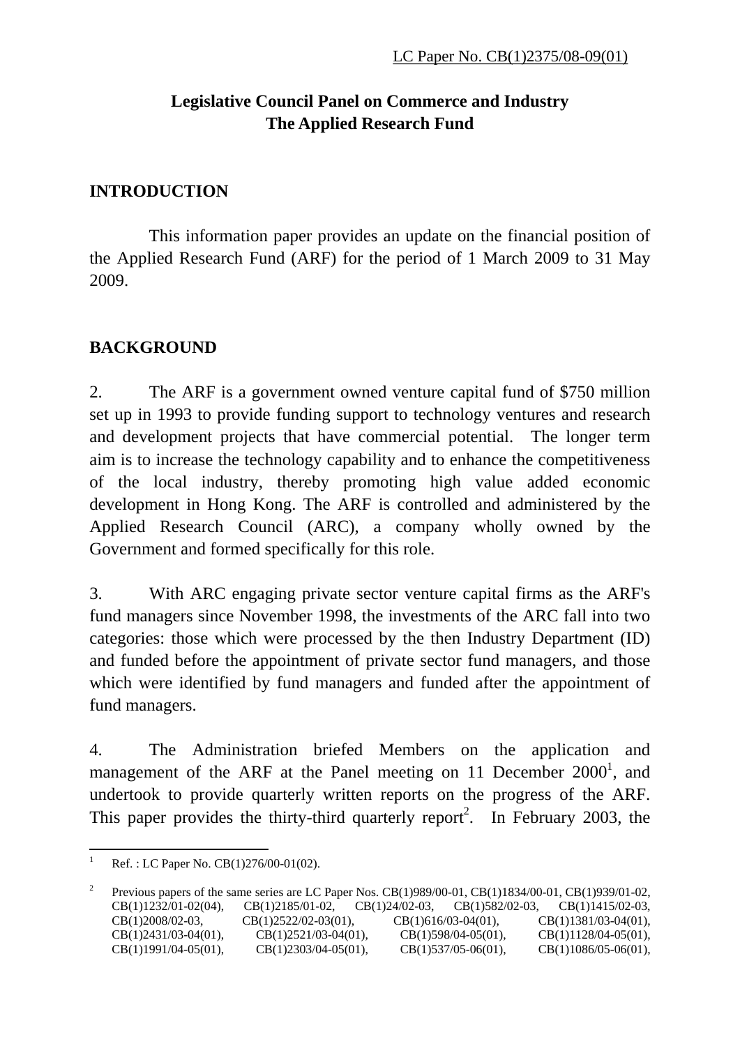LC Paper No. CB(1)2375/08-09(01)

**Legislative Council Panel on Commerce and Industry**
**The Applied Research Fund**

## INTRODUCTION

This information paper provides an update on the financial position of the Applied Research Fund (ARF) for the period of 1 March 2009 to 31 May 2009.

## BACKGROUND

2. The ARF is a government owned venture capital fund of $750 million set up in 1993 to provide funding support to technology ventures and research and development projects that have commercial potential. The longer term aim is to increase the technology capability and to enhance the competitiveness of the local industry, thereby promoting high value added economic development in Hong Kong. The ARF is controlled and administered by the Applied Research Council (ARC), a company wholly owned by the Government and formed specifically for this role.

3. With ARC engaging private sector venture capital firms as the ARF's fund managers since November 1998, the investments of the ARC fall into two categories: those which were processed by the then Industry Department (ID) and funded before the appointment of private sector fund managers, and those which were identified by fund managers and funded after the appointment of fund managers.

4. The Administration briefed Members on the application and management of the ARF at the Panel meeting on 11 December 2000[1], and undertook to provide quarterly written reports on the progress of the ARF. This paper provides the thirty-third quarterly report[2]. In February 2003, the

---

[1] Ref. : LC Paper No. CB(1)276/00-01(02).

[2] Previous papers of the same series are LC Paper Nos. CB(1)989/00-01, CB(1)1834/00-01, CB(1)939/01-02, CB(1)1232/01-02(04), CB(1)2185/01-02, CB(1)24/02-03, CB(1)582/02-03, CB(1)1415/02-03, CB(1)2008/02-03, CB(1)2522/02-03(01), CB(1)616/03-04(01), CB(1)1381/03-04(01), CB(1)2431/03-04(01), CB(1)2521/03-04(01), CB(1)598/04-05(01), CB(1)1128/04-05(01), CB(1)1991/04-05(01), CB(1)2303/04-05(01), CB(1)537/05-06(01), CB(1)1086/05-06(01),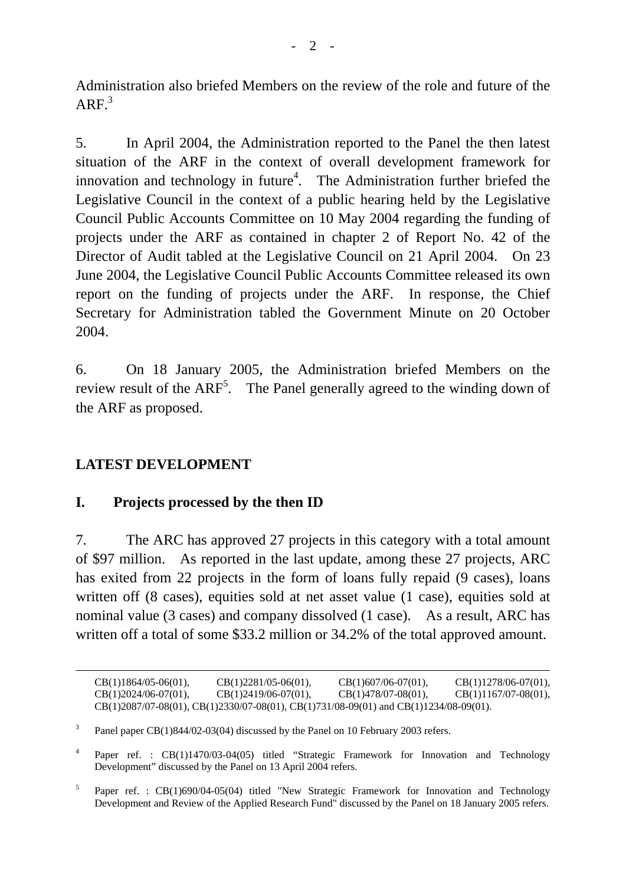Administration also briefed Members on the review of the role and future of the ARF.[3]

5. In April 2004, the Administration reported to the Panel the then latest situation of the ARF in the context of overall development framework for innovation and technology in future[4]. The Administration further briefed the Legislative Council in the context of a public hearing held by the Legislative Council Public Accounts Committee on 10 May 2004 regarding the funding of projects under the ARF as contained in chapter 2 of Report No. 42 of the Director of Audit tabled at the Legislative Council on 21 April 2004. On 23 June 2004, the Legislative Council Public Accounts Committee released its own report on the funding of projects under the ARF. In response, the Chief Secretary for Administration tabled the Government Minute on 20 October 2004.

6. On 18 January 2005, the Administration briefed Members on the review result of the ARF[5]. The Panel generally agreed to the winding down of the ARF as proposed.

## LATEST DEVELOPMENT

### I. Projects processed by the then ID

7. The ARC has approved 27 projects in this category with a total amount of $97 million. As reported in the last update, among these 27 projects, ARC has exited from 22 projects in the form of loans fully repaid (9 cases), loans written off (8 cases), equities sold at net asset value (1 case), equities sold at nominal value (3 cases) and company dissolved (1 case). As a result, ARC has written off a total of some $33.2 million or 34.2% of the total approved amount.

---

CB(1)1864/05-06(01), CB(1)2281/05-06(01), CB(1)607/06-07(01), CB(1)1278/06-07(01), CB(1)2024/06-07(01), CB(1)2419/06-07(01), CB(1)478/07-08(01), CB(1)1167/07-08(01), CB(1)2087/07-08(01), CB(1)2330/07-08(01), CB(1)731/08-09(01) and CB(1)1234/08-09(01).

[3] Panel paper CB(1)844/02-03(04) discussed by the Panel on 10 February 2003 refers.

[4] Paper ref. : CB(1)1470/03-04(05) titled "Strategic Framework for Innovation and Technology Development" discussed by the Panel on 13 April 2004 refers.

[5] Paper ref. : CB(1)690/04-05(04) titled "New Strategic Framework for Innovation and Technology Development and Review of the Applied Research Fund" discussed by the Panel on 18 January 2005 refers.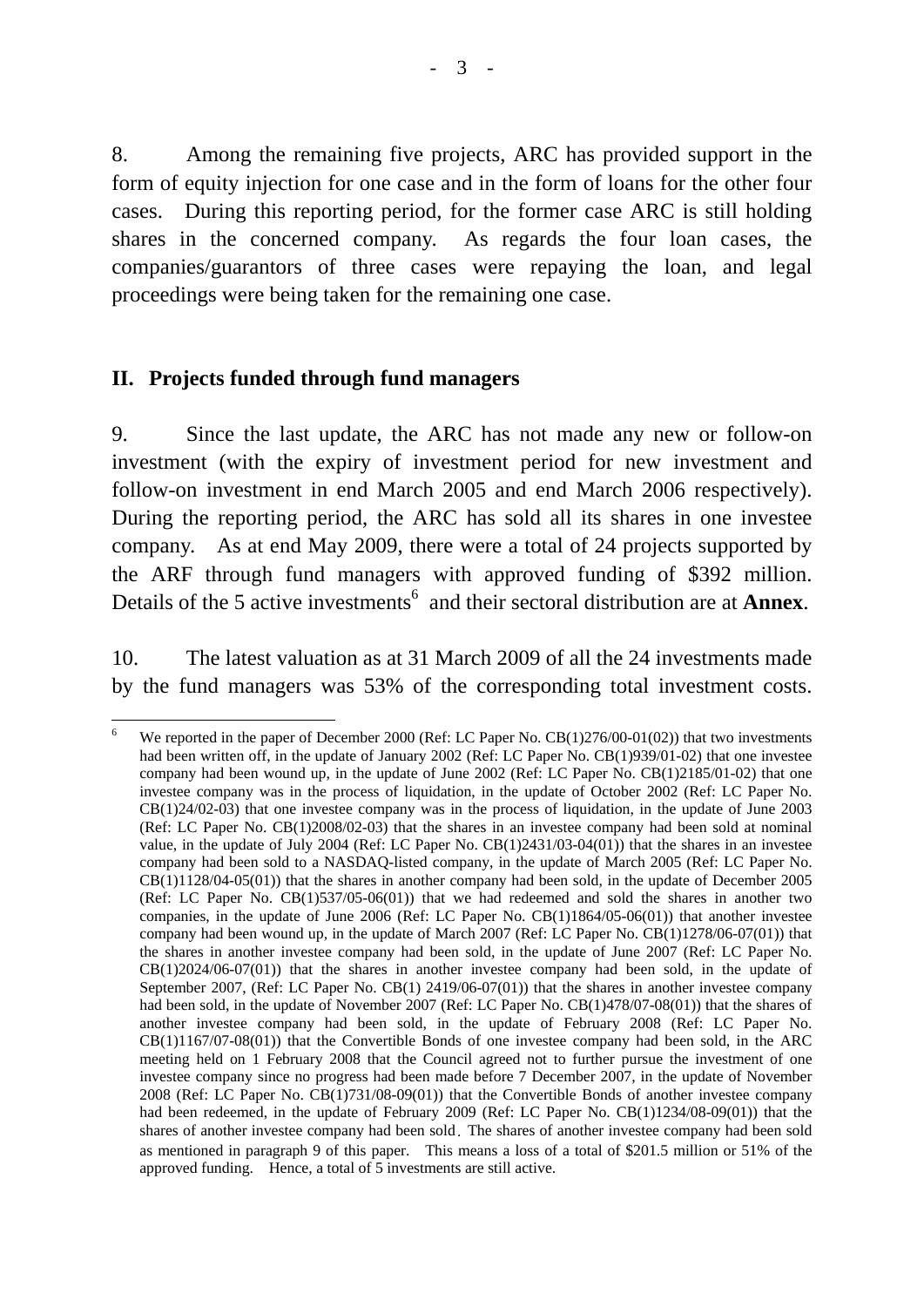8. Among the remaining five projects, ARC has provided support in the form of equity injection for one case and in the form of loans for the other four cases. During this reporting period, for the former case ARC is still holding shares in the concerned company. As regards the four loan cases, the companies/guarantors of three cases were repaying the loan, and legal proceedings were being taken for the remaining one case.

## II. Projects funded through fund managers

9. Since the last update, the ARC has not made any new or follow-on investment (with the expiry of investment period for new investment and follow-on investment in end March 2005 and end March 2006 respectively). During the reporting period, the ARC has sold all its shares in one investee company. As at end May 2009, there were a total of 24 projects supported by the ARF through fund managers with approved funding of $392 million. Details of the 5 active investments[6] and their sectoral distribution are at **Annex**.

10. The latest valuation as at 31 March 2009 of all the 24 investments made by the fund managers was 53% of the corresponding total investment costs.

[6] We reported in the paper of December 2000 (Ref: LC Paper No. CB(1)276/00-01(02)) that two investments had been written off, in the update of January 2002 (Ref: LC Paper No. CB(1)939/01-02) that one investee company had been wound up, in the update of June 2002 (Ref: LC Paper No. CB(1)2185/01-02) that one investee company was in the process of liquidation, in the update of October 2002 (Ref: LC Paper No. CB(1)24/02-03) that one investee company was in the process of liquidation, in the update of June 2003 (Ref: LC Paper No. CB(1)2008/02-03) that the shares in an investee company had been sold at nominal value, in the update of July 2004 (Ref: LC Paper No. CB(1)2431/03-04(01)) that the shares in an investee company had been sold to a NASDAQ-listed company, in the update of March 2005 (Ref: LC Paper No. CB(1)1128/04-05(01)) that the shares in another company had been sold, in the update of December 2005 (Ref: LC Paper No. CB(1)537/05-06(01)) that we had redeemed and sold the shares in another two companies, in the update of June 2006 (Ref: LC Paper No. CB(1)1864/05-06(01)) that another investee company had been wound up, in the update of March 2007 (Ref: LC Paper No. CB(1)1278/06-07(01)) that the shares in another investee company had been sold, in the update of June 2007 (Ref: LC Paper No. CB(1)2024/06-07(01)) that the shares in another investee company had been sold, in the update of September 2007, (Ref: LC Paper No. CB(1) 2419/06-07(01)) that the shares in another investee company had been sold, in the update of November 2007 (Ref: LC Paper No. CB(1)478/07-08(01)) that the shares of another investee company had been sold, in the update of February 2008 (Ref: LC Paper No. CB(1)1167/07-08(01)) that the Convertible Bonds of one investee company had been sold, in the ARC meeting held on 1 February 2008 that the Council agreed not to further pursue the investment of one investee company since no progress had been made before 7 December 2007, in the update of November 2008 (Ref: LC Paper No. CB(1)731/08-09(01)) that the Convertible Bonds of another investee company had been redeemed, in the update of February 2009 (Ref: LC Paper No. CB(1)1234/08-09(01)) that the shares of another investee company had been sold. The shares of another investee company had been sold as mentioned in paragraph 9 of this paper. This means a loss of a total of $201.5 million or 51% of the approved funding. Hence, a total of 5 investments are still active.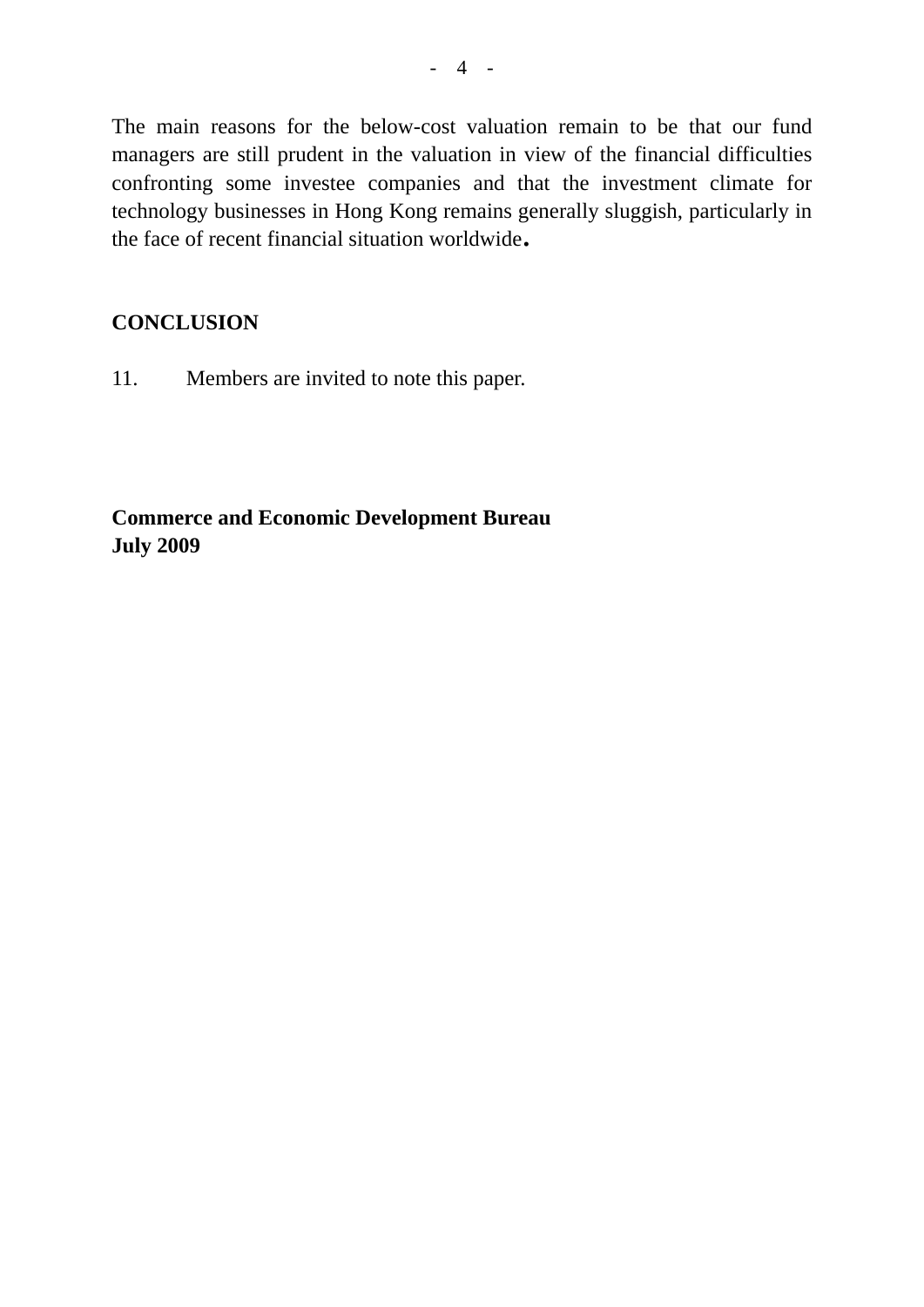The main reasons for the below-cost valuation remain to be that our fund managers are still prudent in the valuation in view of the financial difficulties confronting some investee companies and that the investment climate for technology businesses in Hong Kong remains generally sluggish, particularly in the face of recent financial situation worldwide.

## CONCLUSION

11. Members are invited to note this paper.

**Commerce and Economic Development Bureau**
**July 2009**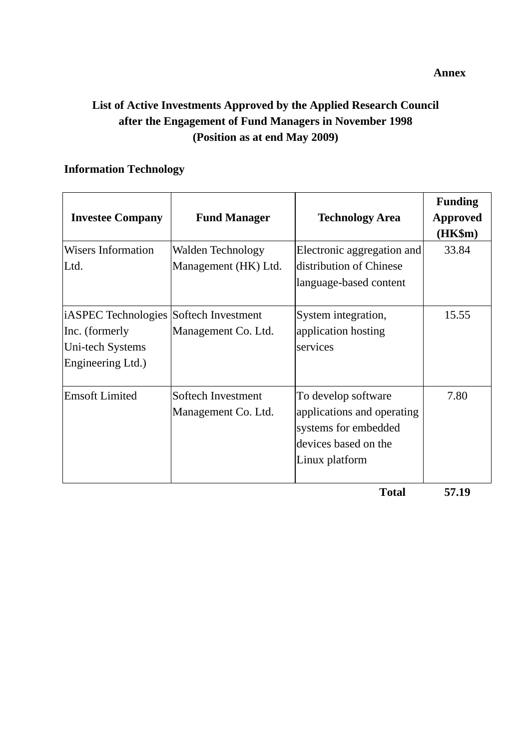**Annex**

# List of Active Investments Approved by the Applied Research Council after the Engagement of Fund Managers in November 1998 (Position as at end May 2009)

## Information Technology

| Investee Company | Fund Manager | Technology Area | Funding Approved (HK$m) |
|---|---|---|---|
| Wisers Information Ltd. | Walden Technology Management (HK) Ltd. | Electronic aggregation and distribution of Chinese language-based content | 33.84 |
| iASPEC Technologies Inc. (formerly Uni-tech Systems Engineering Ltd.) | Softech Investment Management Co. Ltd. | System integration, application hosting services | 15.55 |
| Emsoft Limited | Softech Investment Management Co. Ltd. | To develop software applications and operating systems for embedded devices based on the Linux platform | 7.80 |
| | | **Total** | **57.19** |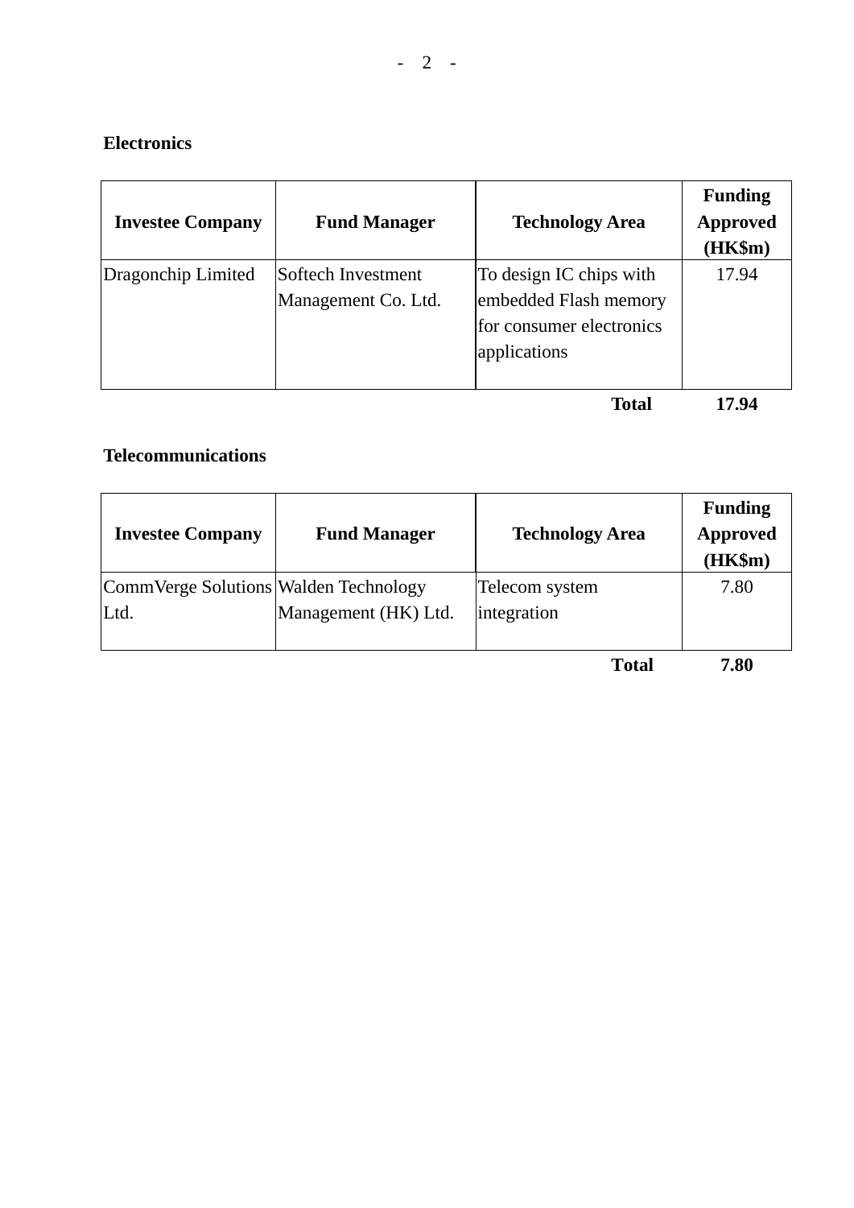**Electronics**

| Investee Company | Fund Manager | Technology Area | Funding Approved (HK$m) |
|---|---|---|---|
| Dragonchip Limited | Softech Investment Management Co. Ltd. | To design IC chips with embedded Flash memory for consumer electronics applications | 17.94 |
| | | **Total** | **17.94** |

**Telecommunications**

| Investee Company | Fund Manager | Technology Area | Funding Approved (HK$m) |
|---|---|---|---|
| CommVerge Solutions Ltd. | Walden Technology Management (HK) Ltd. | Telecom system integration | 7.80 |
| | | **Total** | **7.80** |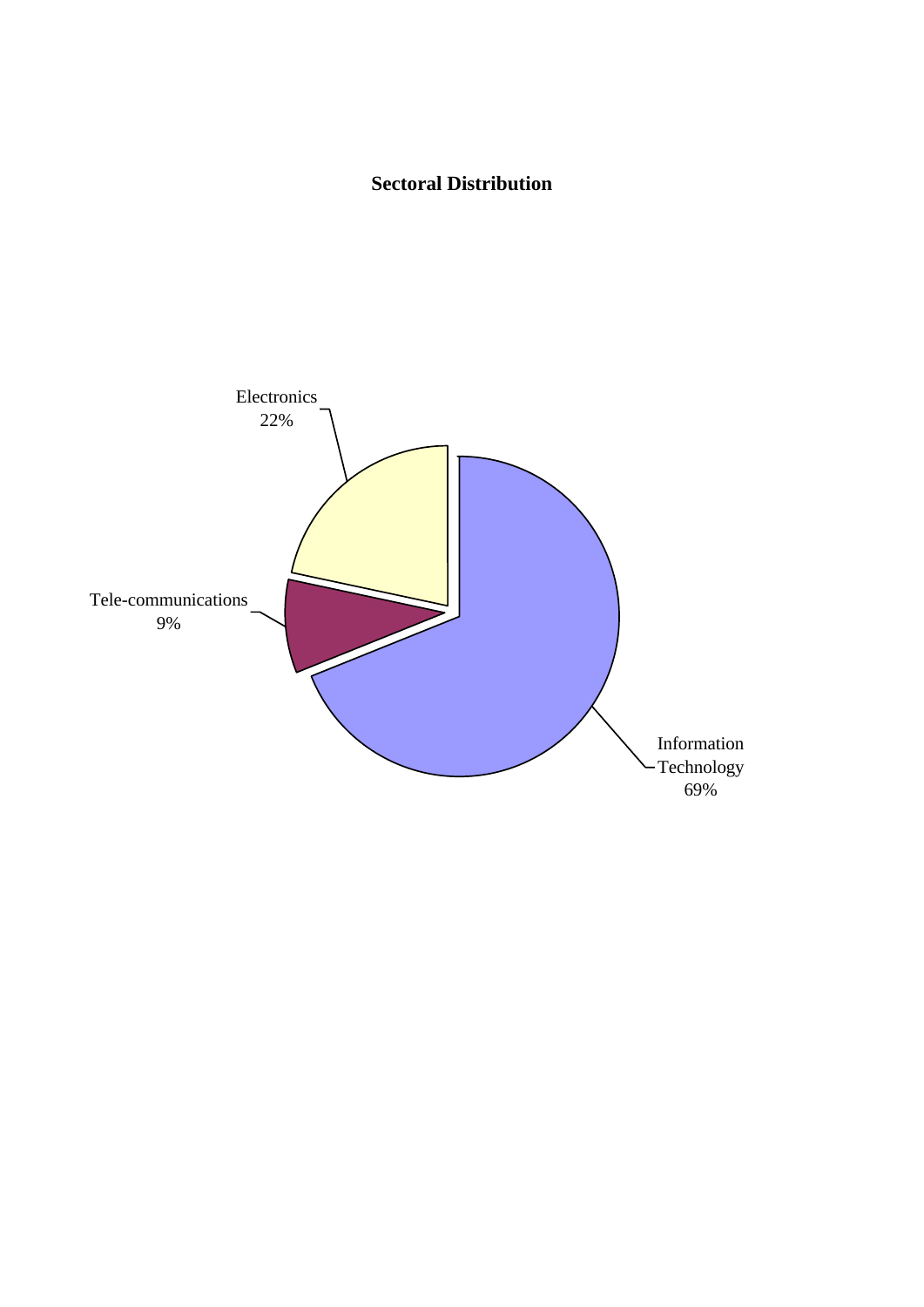**Sectoral Distribution**

Electronics
22%

Tele-communications
9%

Information
Technology
69%